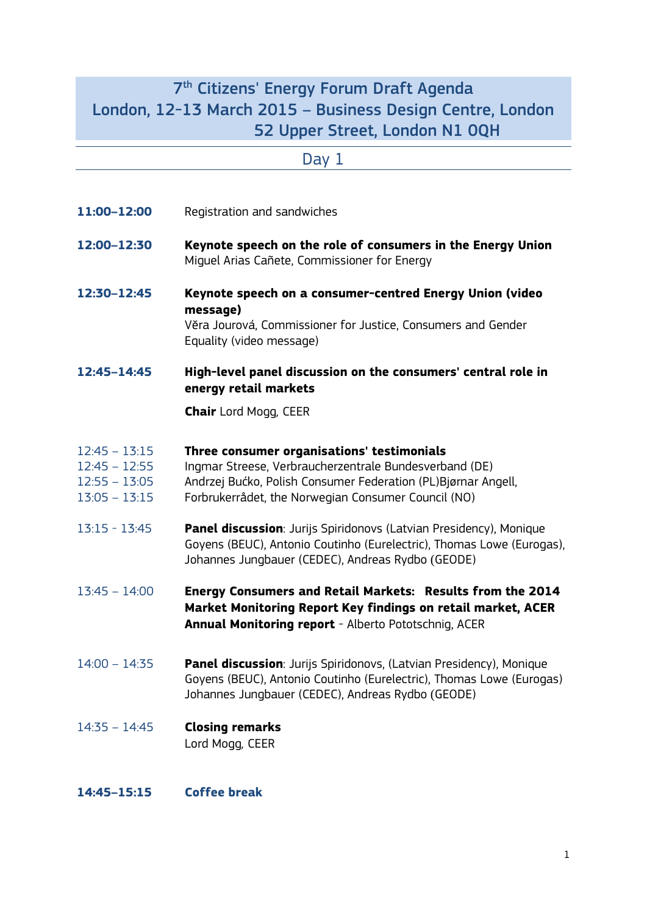# 7th Citizens' Energy Forum Draft Agenda
# London, 12-13 March 2015 – Business Design Centre, London
# 52 Upper Street, London N1 0QH

## Day 1

**11:00–12:00** Registration and sandwiches

**12:00–12:30** **Keynote speech on the role of consumers in the Energy Union**
Miguel Arias Cañete, Commissioner for Energy

**12:30–12:45** **Keynote speech on a consumer-centred Energy Union (video message)**
Věra Jourová, Commissioner for Justice, Consumers and Gender Equality (video message)

**12:45–14:45** **High-level panel discussion on the consumers' central role in energy retail markets**

**Chair** Lord Mogg, CEER

12:45 – 13:15 **Three consumer organisations' testimonials**
12:45 – 12:55 Ingmar Streese, Verbraucherzentrale Bundesverband (DE)
12:55 – 13:05 Andrzej Bućko, Polish Consumer Federation (PL)Bjørnar Angell,
13:05 – 13:15 Forbrukerrådet, the Norwegian Consumer Council (NO)

13:15 - 13:45 **Panel discussion**: Jurijs Spiridonovs (Latvian Presidency), Monique Goyens (BEUC), Antonio Coutinho (Eurelectric), Thomas Lowe (Eurogas), Johannes Jungbauer (CEDEC), Andreas Rydbo (GEODE)

13:45 – 14:00 **Energy Consumers and Retail Markets: Results from the 2014 Market Monitoring Report Key findings on retail market, ACER Annual Monitoring report** - Alberto Pototschnig, ACER

14:00 – 14:35 **Panel discussion**: Jurijs Spiridonovs, (Latvian Presidency), Monique Goyens (BEUC), Antonio Coutinho (Eurelectric), Thomas Lowe (Eurogas) Johannes Jungbauer (CEDEC), Andreas Rydbo (GEODE)

14:35 – 14:45 **Closing remarks**
Lord Mogg, CEER

**14:45–15:15** **Coffee break**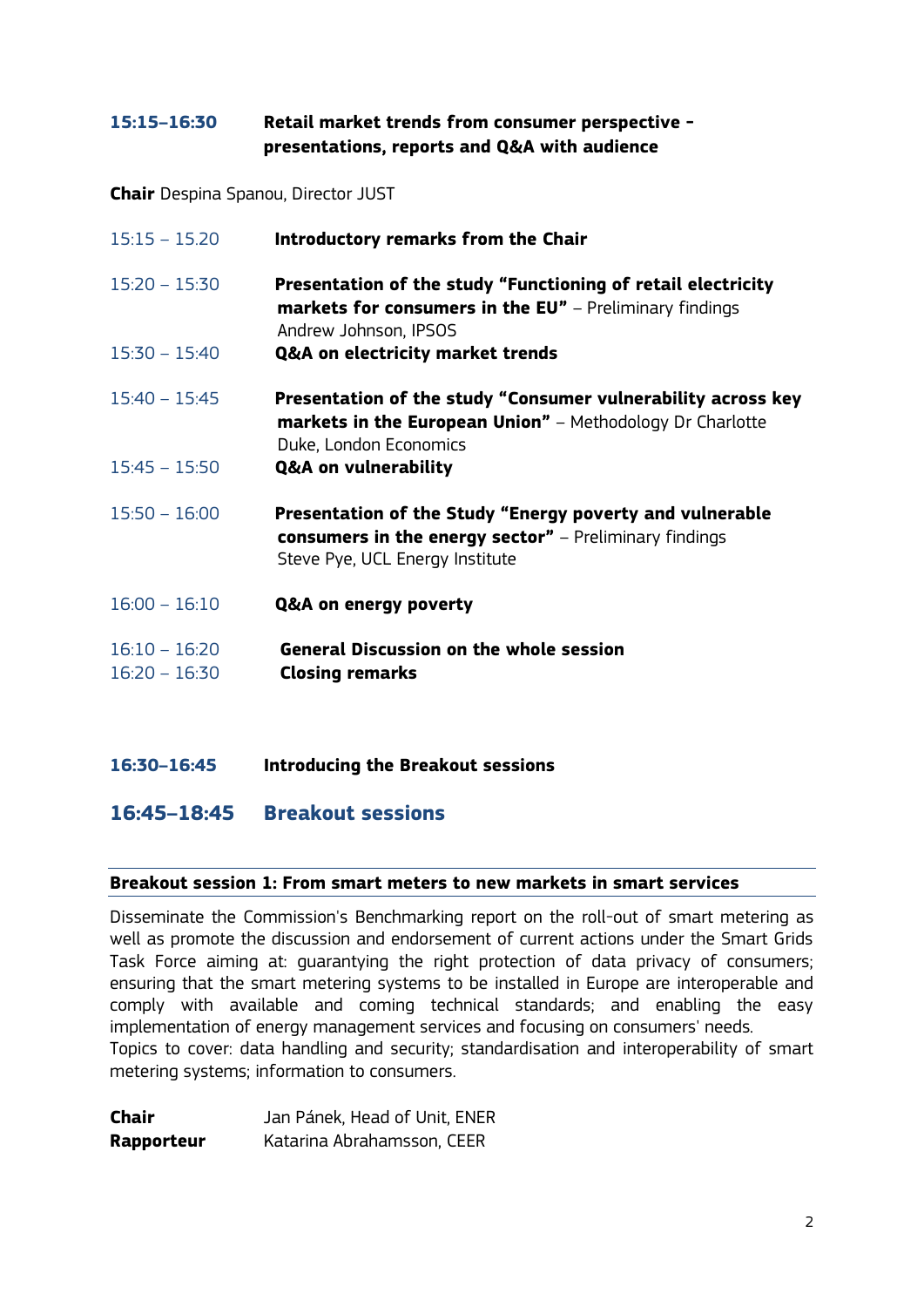**15:15–16:30** **Retail market trends from consumer perspective - presentations, reports and Q&A with audience**

**Chair** Despina Spanou, Director JUST

| | |
|---|---|
| 15:15 – 15.20 | **Introductory remarks from the Chair** |
| 15:20 – 15:30 | **Presentation of the study "Functioning of retail electricity markets for consumers in the EU"** – Preliminary findings Andrew Johnson, IPSOS |
| 15:30 – 15:40 | **Q&A on electricity market trends** |
| 15:40 – 15:45 | **Presentation of the study "Consumer vulnerability across key markets in the European Union"** – Methodology Dr Charlotte Duke, London Economics |
| 15:45 – 15:50 | **Q&A on vulnerability** |
| 15:50 – 16:00 | **Presentation of the Study "Energy poverty and vulnerable consumers in the energy sector"** – Preliminary findings Steve Pye, UCL Energy Institute |
| 16:00 – 16:10 | **Q&A on energy poverty** |
| 16:10 – 16:20 | **General Discussion on the whole session** |
| 16:20 – 16:30 | **Closing remarks** |

**16:30–16:45** **Introducing the Breakout sessions**

## 16:45–18:45 Breakout sessions

### Breakout session 1: From smart meters to new markets in smart services

Disseminate the Commission's Benchmarking report on the roll-out of smart metering as well as promote the discussion and endorsement of current actions under the Smart Grids Task Force aiming at: guarantying the right protection of data privacy of consumers; ensuring that the smart metering systems to be installed in Europe are interoperable and comply with available and coming technical standards; and enabling the easy implementation of energy management services and focusing on consumers' needs.
Topics to cover: data handling and security; standardisation and interoperability of smart metering systems; information to consumers.

**Chair** Jan Pánek, Head of Unit, ENER
**Rapporteur** Katarina Abrahamsson, CEER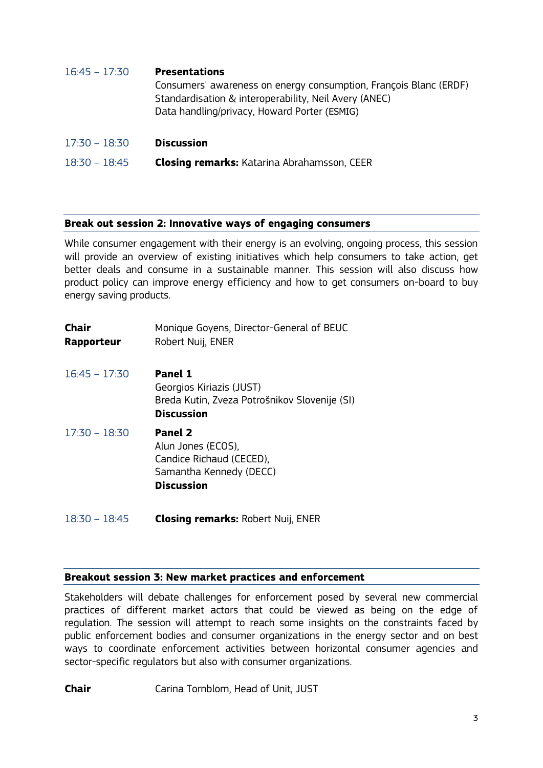16:45 – 17:30 **Presentations**
Consumers' awareness on energy consumption, François Blanc (ERDF)
Standardisation & interoperability, Neil Avery (ANEC)
Data handling/privacy, Howard Porter (ESMIG)

17:30 – 18:30 **Discussion**

18:30 – 18:45 **Closing remarks:** Katarina Abrahamsson, CEER

## Break out session 2: Innovative ways of engaging consumers

While consumer engagement with their energy is an evolving, ongoing process, this session will provide an overview of existing initiatives which help consumers to take action, get better deals and consume in a sustainable manner. This session will also discuss how product policy can improve energy efficiency and how to get consumers on-board to buy energy saving products.

**Chair** Monique Goyens, Director-General of BEUC
**Rapporteur** Robert Nuij, ENER

16:45 – 17:30 **Panel 1**
Georgios Kiriazis (JUST)
Breda Kutin, Zveza Potrošnikov Slovenije (SI)
**Discussion**

17:30 – 18:30 **Panel 2**
Alun Jones (ECOS),
Candice Richaud (CECED),
Samantha Kennedy (DECC)
**Discussion**

18:30 – 18:45 **Closing remarks:** Robert Nuij, ENER

## Breakout session 3: New market practices and enforcement

Stakeholders will debate challenges for enforcement posed by several new commercial practices of different market actors that could be viewed as being on the edge of regulation. The session will attempt to reach some insights on the constraints faced by public enforcement bodies and consumer organizations in the energy sector and on best ways to coordinate enforcement activities between horizontal consumer agencies and sector-specific regulators but also with consumer organizations.

**Chair** Carina Tornblom, Head of Unit, JUST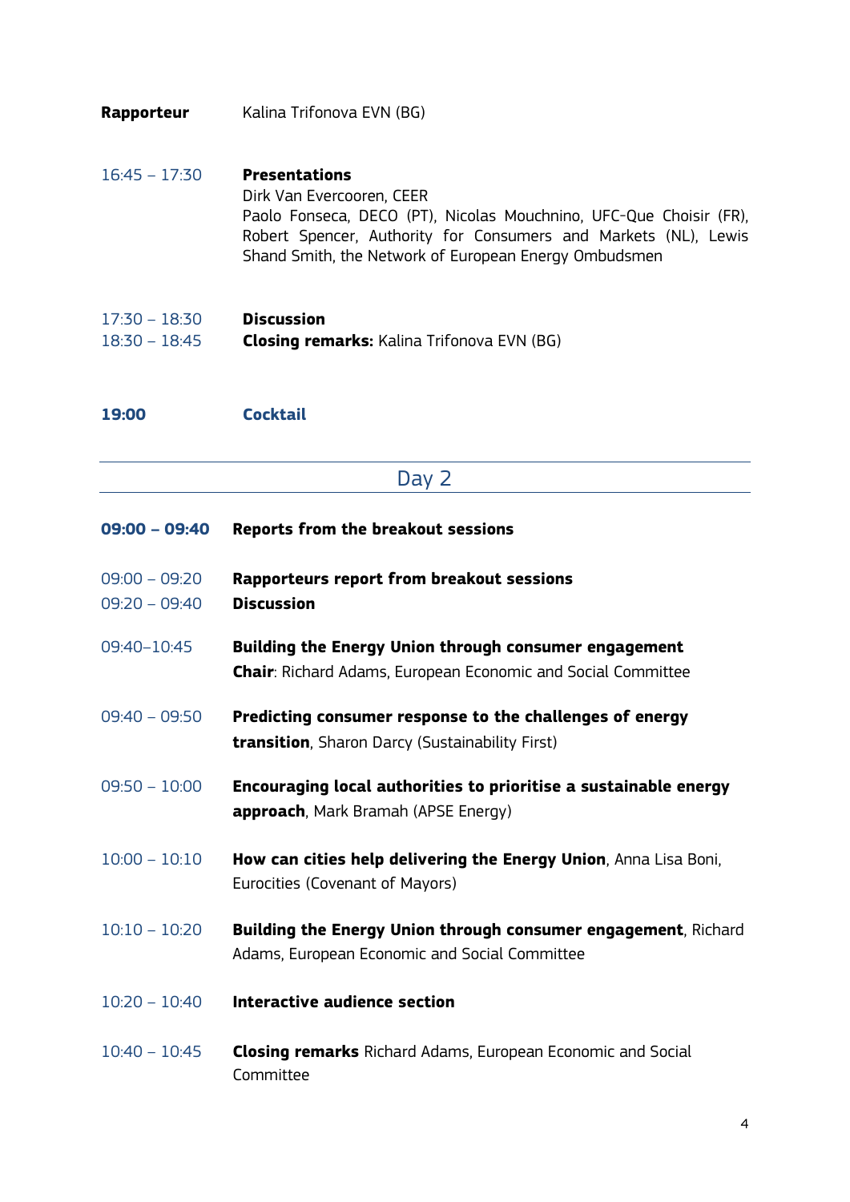**Rapporteur** Kalina Trifonova EVN (BG)

16:45 – 17:30 **Presentations**
Dirk Van Evercooren, CEER
Paolo Fonseca, DECO (PT), Nicolas Mouchnino, UFC-Que Choisir (FR), Robert Spencer, Authority for Consumers and Markets (NL), Lewis Shand Smith, the Network of European Energy Ombudsmen

17:30 – 18:30 **Discussion**
18:30 – 18:45 **Closing remarks:** Kalina Trifonova EVN (BG)

**19:00** **Cocktail**

## Day 2

**09:00 – 09:40** **Reports from the breakout sessions**

09:00 – 09:20 **Rapporteurs report from breakout sessions**
09:20 – 09:40 **Discussion**

09:40–10:45 **Building the Energy Union through consumer engagement**
**Chair**: Richard Adams, European Economic and Social Committee

09:40 – 09:50 **Predicting consumer response to the challenges of energy transition**, Sharon Darcy (Sustainability First)

09:50 – 10:00 **Encouraging local authorities to prioritise a sustainable energy approach**, Mark Bramah (APSE Energy)

10:00 – 10:10 **How can cities help delivering the Energy Union**, Anna Lisa Boni, Eurocities (Covenant of Mayors)

10:10 – 10:20 **Building the Energy Union through consumer engagement**, Richard Adams, European Economic and Social Committee

10:20 – 10:40 **Interactive audience section**

10:40 – 10:45 **Closing remarks** Richard Adams, European Economic and Social Committee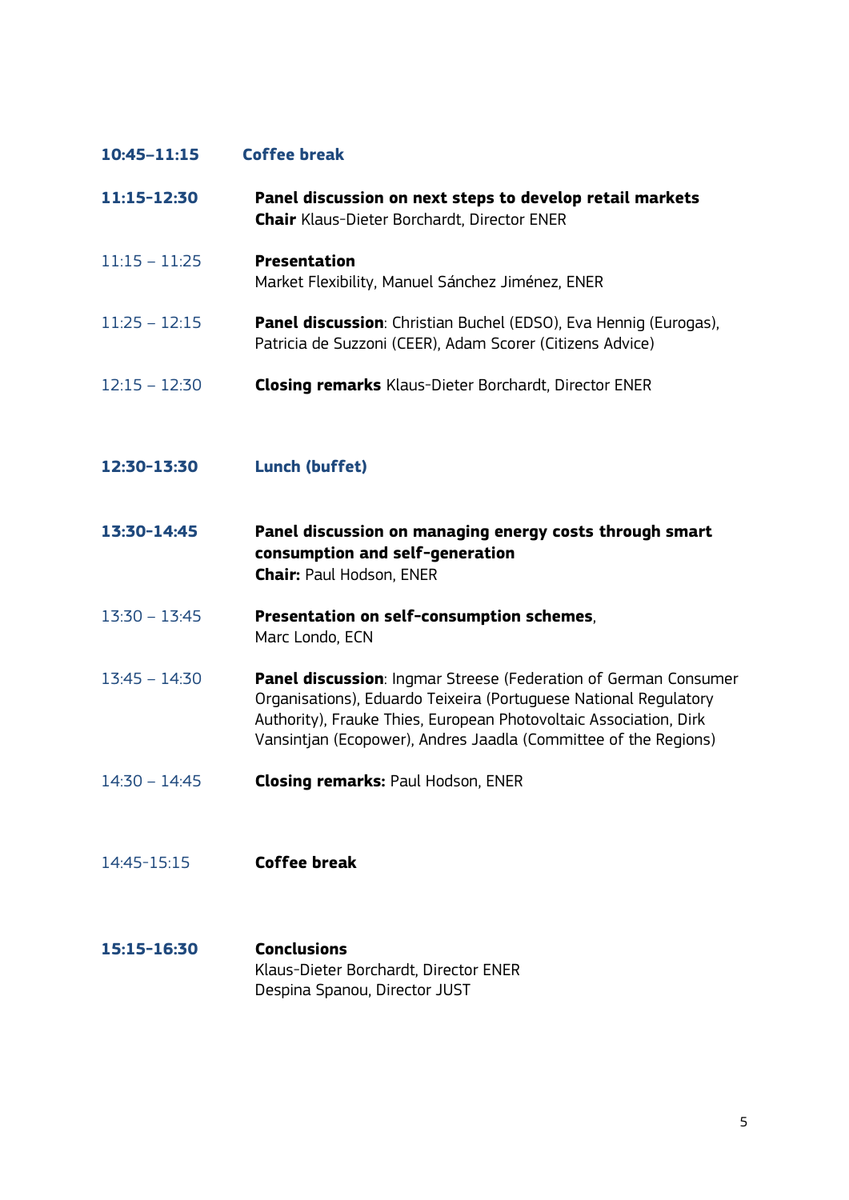| | |
|---|---|
| **10:45–11:15** | **Coffee break** |
| **11:15-12:30** | **Panel discussion on next steps to develop retail markets**<br>**Chair** Klaus-Dieter Borchardt, Director ENER |
| 11:15 – 11:25 | **Presentation**<br>Market Flexibility, Manuel Sánchez Jiménez, ENER |
| 11:25 – 12:15 | **Panel discussion**: Christian Buchel (EDSO), Eva Hennig (Eurogas), Patricia de Suzzoni (CEER), Adam Scorer (Citizens Advice) |
| 12:15 – 12:30 | **Closing remarks** Klaus-Dieter Borchardt, Director ENER |
| **12:30-13:30** | **Lunch (buffet)** |
| **13:30-14:45** | **Panel discussion on managing energy costs through smart consumption and self-generation**<br>**Chair:** Paul Hodson, ENER |
| 13:30 – 13:45 | **Presentation on self-consumption schemes**,<br>Marc Londo, ECN |
| 13:45 – 14:30 | **Panel discussion**: Ingmar Streese (Federation of German Consumer Organisations), Eduardo Teixeira (Portuguese National Regulatory Authority), Frauke Thies, European Photovoltaic Association, Dirk Vansintjan (Ecopower), Andres Jaadla (Committee of the Regions) |
| 14:30 – 14:45 | **Closing remarks:** Paul Hodson, ENER |
| 14:45-15:15 | **Coffee break** |
| **15:15-16:30** | **Conclusions**<br>Klaus-Dieter Borchardt, Director ENER<br>Despina Spanou, Director JUST |